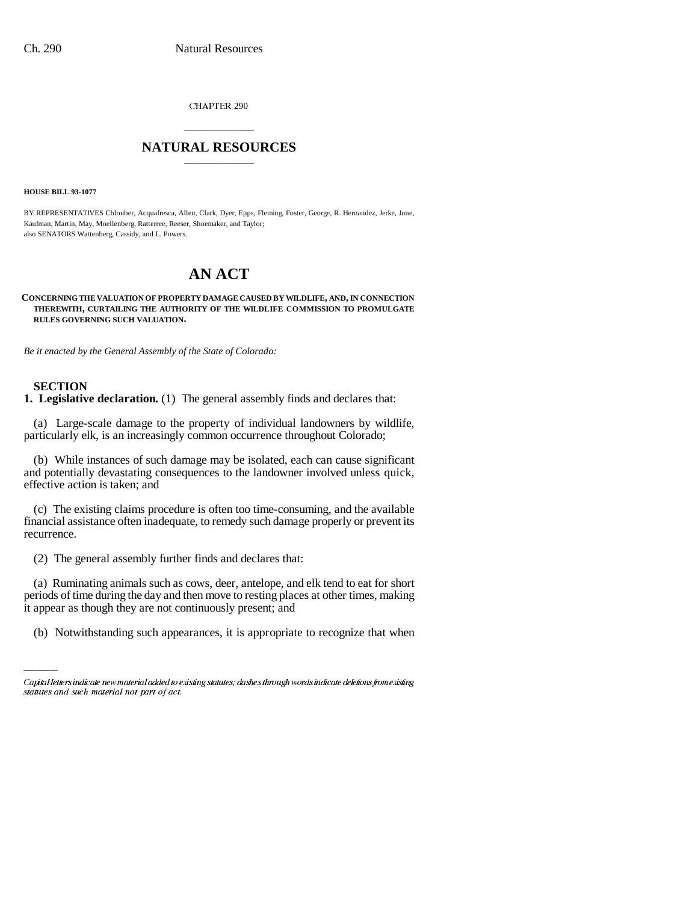CHAPTER 290

# NATURAL RESOURCES

**HOUSE BILL 93-1077**

BY REPRESENTATIVES Chlouber, Acquafresca, Allen, Clark, Dyer, Epps, Fleming, Foster, George, R. Hernandez, Jerke, June, Kaufman, Martin, May, Moellenberg, Ratterree, Reeser, Shoemaker, and Taylor;
also SENATORS Wattenberg, Cassidy, and L. Powers.

# AN ACT

**CONCERNING THE VALUATION OF PROPERTY DAMAGE CAUSED BY WILDLIFE, AND, IN CONNECTION THEREWITH, CURTAILING THE AUTHORITY OF THE WILDLIFE COMMISSION TO PROMULGATE RULES GOVERNING SUCH VALUATION.**

*Be it enacted by the General Assembly of the State of Colorado:*

**SECTION 1. Legislative declaration.** (1) The general assembly finds and declares that:

(a) Large-scale damage to the property of individual landowners by wildlife, particularly elk, is an increasingly common occurrence throughout Colorado;

(b) While instances of such damage may be isolated, each can cause significant and potentially devastating consequences to the landowner involved unless quick, effective action is taken; and

(c) The existing claims procedure is often too time-consuming, and the available financial assistance often inadequate, to remedy such damage properly or prevent its recurrence.

(2) The general assembly further finds and declares that:

(a) Ruminating animals such as cows, deer, antelope, and elk tend to eat for short periods of time during the day and then move to resting places at other times, making it appear as though they are not continuously present; and

(b) Notwithstanding such appearances, it is appropriate to recognize that when

*Capital letters indicate new material added to existing statutes; dashes through words indicate deletions from existing statutes and such material not part of act.*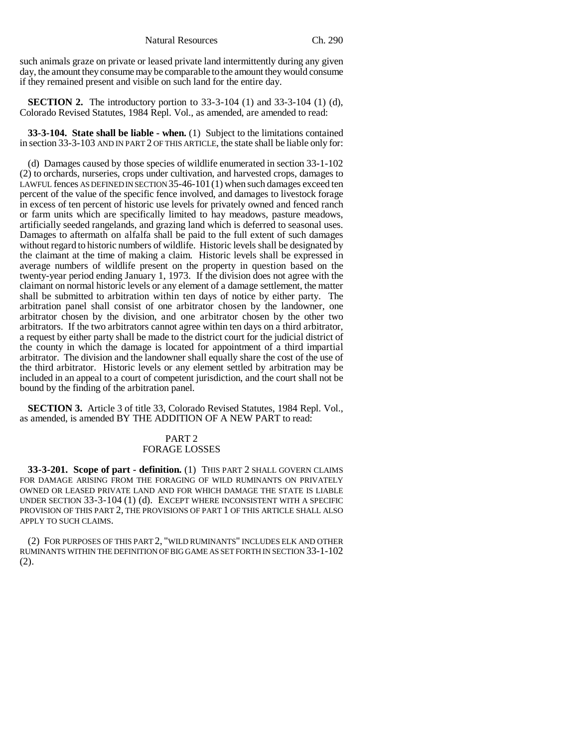such animals graze on private or leased private land intermittently during any given day, the amount they consume may be comparable to the amount they would consume if they remained present and visible on such land for the entire day.

**SECTION 2.** The introductory portion to 33-3-104 (1) and 33-3-104 (1) (d), Colorado Revised Statutes, 1984 Repl. Vol., as amended, are amended to read:

**33-3-104. State shall be liable - when.** (1) Subject to the limitations contained in section 33-3-103 AND IN PART 2 OF THIS ARTICLE, the state shall be liable only for:

(d) Damages caused by those species of wildlife enumerated in section 33-1-102 (2) to orchards, nurseries, crops under cultivation, and harvested crops, damages to LAWFUL fences AS DEFINED IN SECTION 35-46-101 (1) when such damages exceed ten percent of the value of the specific fence involved, and damages to livestock forage in excess of ten percent of historic use levels for privately owned and fenced ranch or farm units which are specifically limited to hay meadows, pasture meadows, artificially seeded rangelands, and grazing land which is deferred to seasonal uses. Damages to aftermath on alfalfa shall be paid to the full extent of such damages without regard to historic numbers of wildlife. Historic levels shall be designated by the claimant at the time of making a claim. Historic levels shall be expressed in average numbers of wildlife present on the property in question based on the twenty-year period ending January 1, 1973. If the division does not agree with the claimant on normal historic levels or any element of a damage settlement, the matter shall be submitted to arbitration within ten days of notice by either party. The arbitration panel shall consist of one arbitrator chosen by the landowner, one arbitrator chosen by the division, and one arbitrator chosen by the other two arbitrators. If the two arbitrators cannot agree within ten days on a third arbitrator, a request by either party shall be made to the district court for the judicial district of the county in which the damage is located for appointment of a third impartial arbitrator. The division and the landowner shall equally share the cost of the use of the third arbitrator. Historic levels or any element settled by arbitration may be included in an appeal to a court of competent jurisdiction, and the court shall not be bound by the finding of the arbitration panel.

**SECTION 3.** Article 3 of title 33, Colorado Revised Statutes, 1984 Repl. Vol., as amended, is amended BY THE ADDITION OF A NEW PART to read:

PART 2
FORAGE LOSSES

**33-3-201. Scope of part - definition.** (1) THIS PART 2 SHALL GOVERN CLAIMS FOR DAMAGE ARISING FROM THE FORAGING OF WILD RUMINANTS ON PRIVATELY OWNED OR LEASED PRIVATE LAND AND FOR WHICH DAMAGE THE STATE IS LIABLE UNDER SECTION 33-3-104 (1) (d). EXCEPT WHERE INCONSISTENT WITH A SPECIFIC PROVISION OF THIS PART 2, THE PROVISIONS OF PART 1 OF THIS ARTICLE SHALL ALSO APPLY TO SUCH CLAIMS.

(2) FOR PURPOSES OF THIS PART 2, "WILD RUMINANTS" INCLUDES ELK AND OTHER RUMINANTS WITHIN THE DEFINITION OF BIG GAME AS SET FORTH IN SECTION 33-1-102 (2).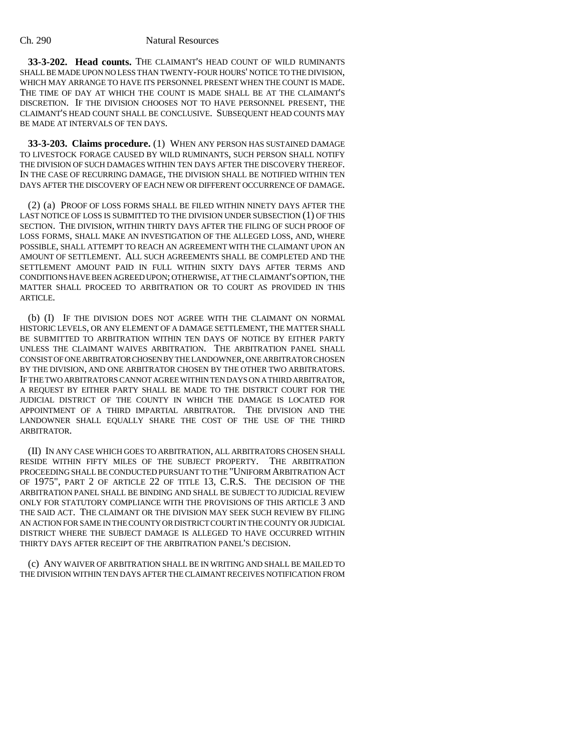**33-3-202. Head counts.** THE CLAIMANT'S HEAD COUNT OF WILD RUMINANTS SHALL BE MADE UPON NO LESS THAN TWENTY-FOUR HOURS' NOTICE TO THE DIVISION, WHICH MAY ARRANGE TO HAVE ITS PERSONNEL PRESENT WHEN THE COUNT IS MADE. THE TIME OF DAY AT WHICH THE COUNT IS MADE SHALL BE AT THE CLAIMANT'S DISCRETION. IF THE DIVISION CHOOSES NOT TO HAVE PERSONNEL PRESENT, THE CLAIMANT'S HEAD COUNT SHALL BE CONCLUSIVE. SUBSEQUENT HEAD COUNTS MAY BE MADE AT INTERVALS OF TEN DAYS.

**33-3-203. Claims procedure.** (1) WHEN ANY PERSON HAS SUSTAINED DAMAGE TO LIVESTOCK FORAGE CAUSED BY WILD RUMINANTS, SUCH PERSON SHALL NOTIFY THE DIVISION OF SUCH DAMAGES WITHIN TEN DAYS AFTER THE DISCOVERY THEREOF. IN THE CASE OF RECURRING DAMAGE, THE DIVISION SHALL BE NOTIFIED WITHIN TEN DAYS AFTER THE DISCOVERY OF EACH NEW OR DIFFERENT OCCURRENCE OF DAMAGE.

(2) (a) PROOF OF LOSS FORMS SHALL BE FILED WITHIN NINETY DAYS AFTER THE LAST NOTICE OF LOSS IS SUBMITTED TO THE DIVISION UNDER SUBSECTION (1) OF THIS SECTION. THE DIVISION, WITHIN THIRTY DAYS AFTER THE FILING OF SUCH PROOF OF LOSS FORMS, SHALL MAKE AN INVESTIGATION OF THE ALLEGED LOSS, AND, WHERE POSSIBLE, SHALL ATTEMPT TO REACH AN AGREEMENT WITH THE CLAIMANT UPON AN AMOUNT OF SETTLEMENT. ALL SUCH AGREEMENTS SHALL BE COMPLETED AND THE SETTLEMENT AMOUNT PAID IN FULL WITHIN SIXTY DAYS AFTER TERMS AND CONDITIONS HAVE BEEN AGREED UPON; OTHERWISE, AT THE CLAIMANT'S OPTION, THE MATTER SHALL PROCEED TO ARBITRATION OR TO COURT AS PROVIDED IN THIS ARTICLE.

(b) (I) IF THE DIVISION DOES NOT AGREE WITH THE CLAIMANT ON NORMAL HISTORIC LEVELS, OR ANY ELEMENT OF A DAMAGE SETTLEMENT, THE MATTER SHALL BE SUBMITTED TO ARBITRATION WITHIN TEN DAYS OF NOTICE BY EITHER PARTY UNLESS THE CLAIMANT WAIVES ARBITRATION. THE ARBITRATION PANEL SHALL CONSIST OF ONE ARBITRATOR CHOSEN BY THE LANDOWNER, ONE ARBITRATOR CHOSEN BY THE DIVISION, AND ONE ARBITRATOR CHOSEN BY THE OTHER TWO ARBITRATORS. IF THE TWO ARBITRATORS CANNOT AGREE WITHIN TEN DAYS ON A THIRD ARBITRATOR, A REQUEST BY EITHER PARTY SHALL BE MADE TO THE DISTRICT COURT FOR THE JUDICIAL DISTRICT OF THE COUNTY IN WHICH THE DAMAGE IS LOCATED FOR APPOINTMENT OF A THIRD IMPARTIAL ARBITRATOR. THE DIVISION AND THE LANDOWNER SHALL EQUALLY SHARE THE COST OF THE USE OF THE THIRD ARBITRATOR.

(II) IN ANY CASE WHICH GOES TO ARBITRATION, ALL ARBITRATORS CHOSEN SHALL RESIDE WITHIN FIFTY MILES OF THE SUBJECT PROPERTY. THE ARBITRATION PROCEEDING SHALL BE CONDUCTED PURSUANT TO THE "UNIFORM ARBITRATION ACT OF 1975", PART 2 OF ARTICLE 22 OF TITLE 13, C.R.S. THE DECISION OF THE ARBITRATION PANEL SHALL BE BINDING AND SHALL BE SUBJECT TO JUDICIAL REVIEW ONLY FOR STATUTORY COMPLIANCE WITH THE PROVISIONS OF THIS ARTICLE 3 AND THE SAID ACT. THE CLAIMANT OR THE DIVISION MAY SEEK SUCH REVIEW BY FILING AN ACTION FOR SAME IN THE COUNTY OR DISTRICT COURT IN THE COUNTY OR JUDICIAL DISTRICT WHERE THE SUBJECT DAMAGE IS ALLEGED TO HAVE OCCURRED WITHIN THIRTY DAYS AFTER RECEIPT OF THE ARBITRATION PANEL'S DECISION.

(c) ANY WAIVER OF ARBITRATION SHALL BE IN WRITING AND SHALL BE MAILED TO THE DIVISION WITHIN TEN DAYS AFTER THE CLAIMANT RECEIVES NOTIFICATION FROM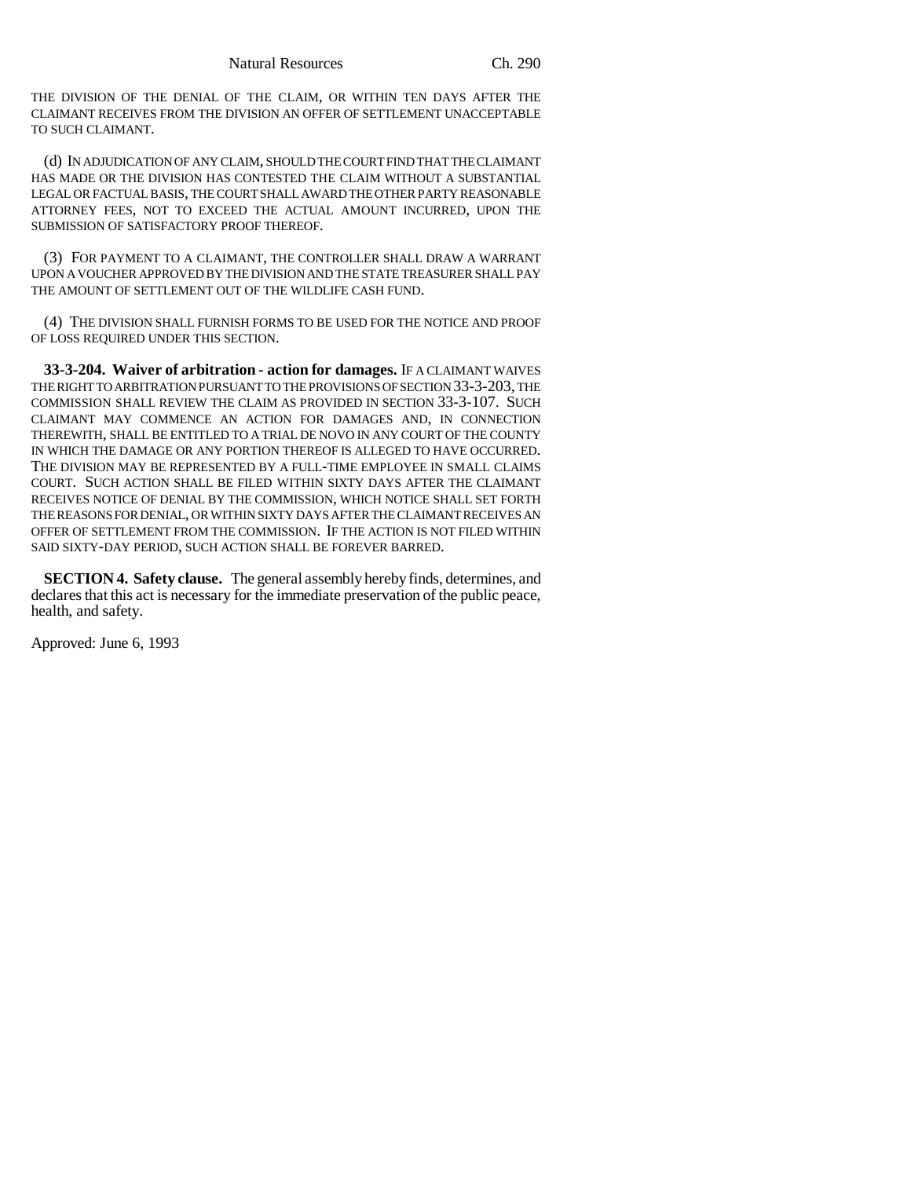THE DIVISION OF THE DENIAL OF THE CLAIM, OR WITHIN TEN DAYS AFTER THE CLAIMANT RECEIVES FROM THE DIVISION AN OFFER OF SETTLEMENT UNACCEPTABLE TO SUCH CLAIMANT.

(d) IN ADJUDICATION OF ANY CLAIM, SHOULD THE COURT FIND THAT THE CLAIMANT HAS MADE OR THE DIVISION HAS CONTESTED THE CLAIM WITHOUT A SUBSTANTIAL LEGAL OR FACTUAL BASIS, THE COURT SHALL AWARD THE OTHER PARTY REASONABLE ATTORNEY FEES, NOT TO EXCEED THE ACTUAL AMOUNT INCURRED, UPON THE SUBMISSION OF SATISFACTORY PROOF THEREOF.

(3) FOR PAYMENT TO A CLAIMANT, THE CONTROLLER SHALL DRAW A WARRANT UPON A VOUCHER APPROVED BY THE DIVISION AND THE STATE TREASURER SHALL PAY THE AMOUNT OF SETTLEMENT OUT OF THE WILDLIFE CASH FUND.

(4) THE DIVISION SHALL FURNISH FORMS TO BE USED FOR THE NOTICE AND PROOF OF LOSS REQUIRED UNDER THIS SECTION.

**33-3-204. Waiver of arbitration - action for damages.** IF A CLAIMANT WAIVES THE RIGHT TO ARBITRATION PURSUANT TO THE PROVISIONS OF SECTION 33-3-203, THE COMMISSION SHALL REVIEW THE CLAIM AS PROVIDED IN SECTION 33-3-107. SUCH CLAIMANT MAY COMMENCE AN ACTION FOR DAMAGES AND, IN CONNECTION THEREWITH, SHALL BE ENTITLED TO A TRIAL DE NOVO IN ANY COURT OF THE COUNTY IN WHICH THE DAMAGE OR ANY PORTION THEREOF IS ALLEGED TO HAVE OCCURRED. THE DIVISION MAY BE REPRESENTED BY A FULL-TIME EMPLOYEE IN SMALL CLAIMS COURT. SUCH ACTION SHALL BE FILED WITHIN SIXTY DAYS AFTER THE CLAIMANT RECEIVES NOTICE OF DENIAL BY THE COMMISSION, WHICH NOTICE SHALL SET FORTH THE REASONS FOR DENIAL, OR WITHIN SIXTY DAYS AFTER THE CLAIMANT RECEIVES AN OFFER OF SETTLEMENT FROM THE COMMISSION. IF THE ACTION IS NOT FILED WITHIN SAID SIXTY-DAY PERIOD, SUCH ACTION SHALL BE FOREVER BARRED.

**SECTION 4. Safety clause.** The general assembly hereby finds, determines, and declares that this act is necessary for the immediate preservation of the public peace, health, and safety.

Approved: June 6, 1993